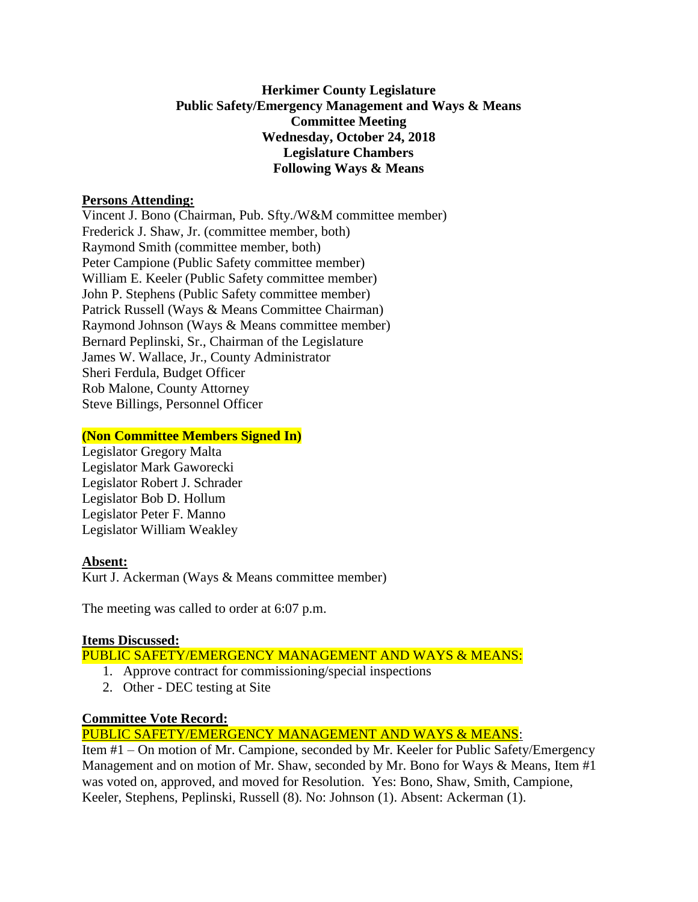**Herkimer County Legislature**
**Public Safety/Emergency Management and Ways & Means**
**Committee Meeting**
**Wednesday, October 24, 2018**
**Legislature Chambers**
**Following Ways & Means**

**Persons Attending:**

Vincent J. Bono (Chairman, Pub. Sfty./W&M committee member)
Frederick J. Shaw, Jr. (committee member, both)
Raymond Smith (committee member, both)
Peter Campione (Public Safety committee member)
William E. Keeler (Public Safety committee member)
John P. Stephens (Public Safety committee member)
Patrick Russell (Ways & Means Committee Chairman)
Raymond Johnson (Ways & Means committee member)
Bernard Peplinski, Sr., Chairman of the Legislature
James W. Wallace, Jr., County Administrator
Sheri Ferdula, Budget Officer
Rob Malone, County Attorney
Steve Billings, Personnel Officer

**(Non Committee Members Signed In)**

Legislator Gregory Malta
Legislator Mark Gaworecki
Legislator Robert J. Schrader
Legislator Bob D. Hollum
Legislator Peter F. Manno
Legislator William Weakley

**Absent:**

Kurt J. Ackerman (Ways & Means committee member)

The meeting was called to order at 6:07 p.m.

**Items Discussed:**

PUBLIC SAFETY/EMERGENCY MANAGEMENT AND WAYS & MEANS:

1. Approve contract for commissioning/special inspections
2. Other - DEC testing at Site

**Committee Vote Record:**

PUBLIC SAFETY/EMERGENCY MANAGEMENT AND WAYS & MEANS:

Item #1 – On motion of Mr. Campione, seconded by Mr. Keeler for Public Safety/Emergency Management and on motion of Mr. Shaw, seconded by Mr. Bono for Ways & Means, Item #1 was voted on, approved, and moved for Resolution. Yes: Bono, Shaw, Smith, Campione, Keeler, Stephens, Peplinski, Russell (8). No: Johnson (1). Absent: Ackerman (1).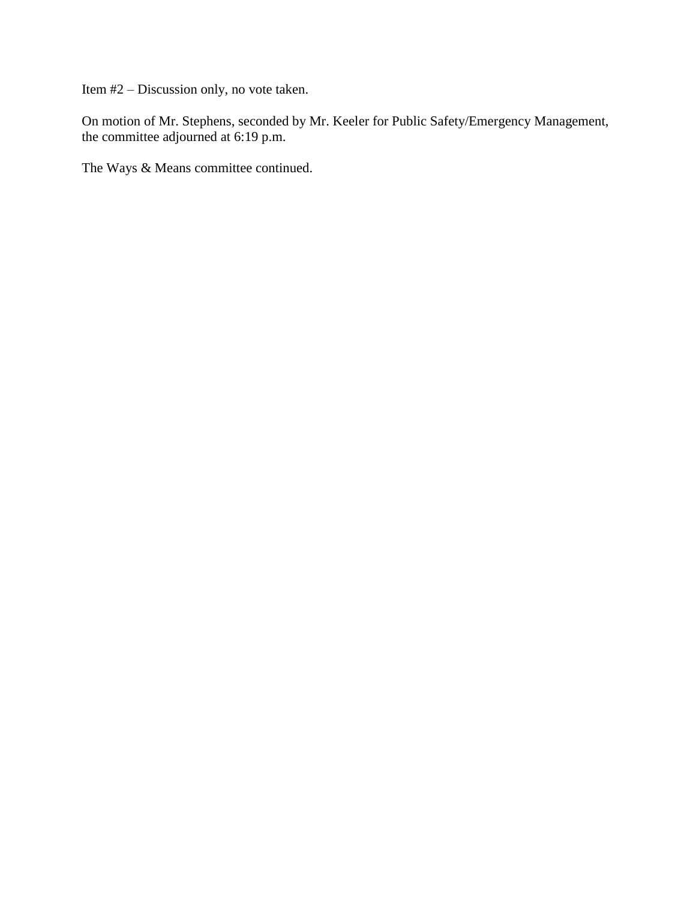Item #2 – Discussion only, no vote taken.

On motion of Mr. Stephens, seconded by Mr. Keeler for Public Safety/Emergency Management, the committee adjourned at 6:19 p.m.

The Ways & Means committee continued.